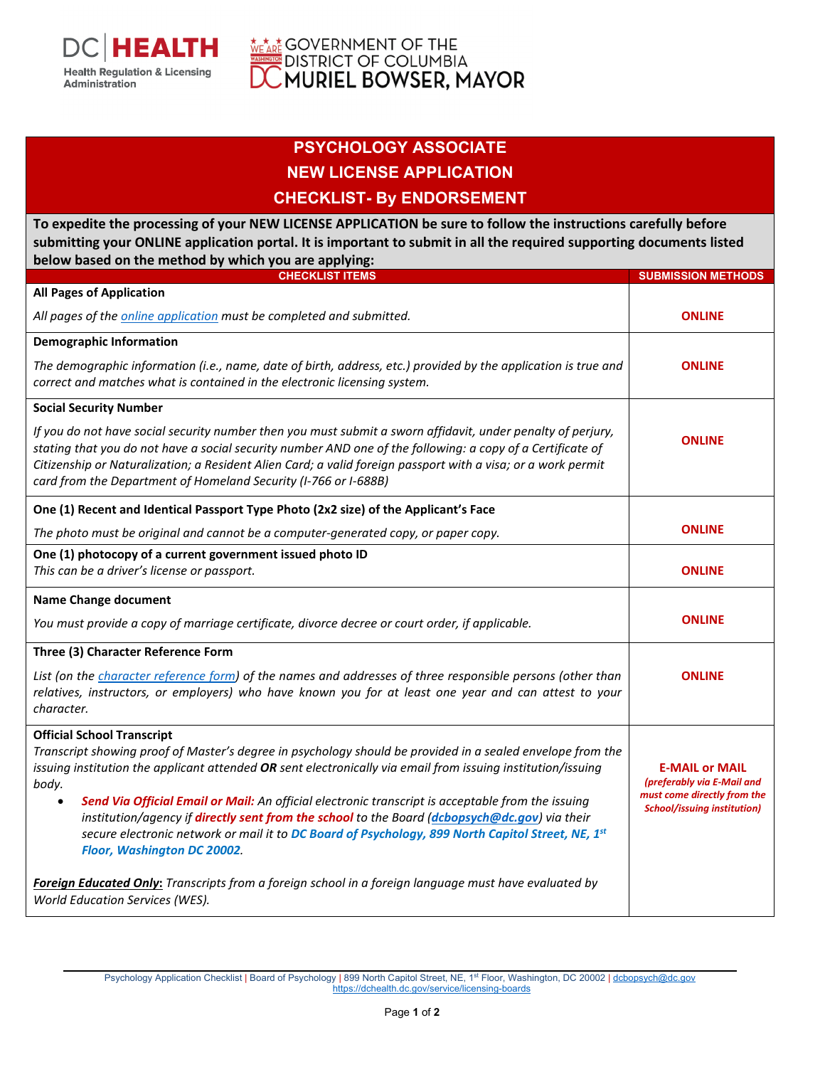DC | HEALTH
Health Regulation & Licensing Administration

GOVERNMENT OF THE DISTRICT OF COLUMBIA
MURIEL BOWSER, MAYOR

# PSYCHOLOGY ASSOCIATE
# NEW LICENSE APPLICATION
# CHECKLIST- By ENDORSEMENT

**To expedite the processing of your NEW LICENSE APPLICATION be sure to follow the instructions carefully before submitting your ONLINE application portal. It is important to submit in all the required supporting documents listed below based on the method by which you are applying:**

| CHECKLIST ITEMS | SUBMISSION METHODS |
|---|---|
| **All Pages of Application**<br><br>*All pages of the online application must be completed and submitted.* | **ONLINE** |
| **Demographic Information**<br><br>*The demographic information (i.e., name, date of birth, address, etc.) provided by the application is true and correct and matches what is contained in the electronic licensing system.* | **ONLINE** |
| **Social Security Number**<br><br>*If you do not have social security number then you must submit a sworn affidavit, under penalty of perjury, stating that you do not have a social security number AND one of the following: a copy of a Certificate of Citizenship or Naturalization; a Resident Alien Card; a valid foreign passport with a visa; or a work permit card from the Department of Homeland Security (I-766 or I-688B)* | **ONLINE** |
| **One (1) Recent and Identical Passport Type Photo (2x2 size) of the Applicant's Face**<br><br>*The photo must be original and cannot be a computer-generated copy, or paper copy.* | **ONLINE** |
| **One (1) photocopy of a current government issued photo ID**<br>*This can be a driver's license or passport.* | **ONLINE** |
| **Name Change document**<br><br>*You must provide a copy of marriage certificate, divorce decree or court order, if applicable.* | **ONLINE** |
| **Three (3) Character Reference Form**<br><br>*List (on the character reference form) of the names and addresses of three responsible persons (other than relatives, instructors, or employers) who have known you for at least one year and can attest to your character.* | **ONLINE** |
| **Official School Transcript**<br>*Transcript showing proof of Master's degree in psychology should be provided in a sealed envelope from the issuing institution the applicant attended* ***OR*** *sent electronically via email from issuing institution/issuing body.*<br><br>• ***Send Via Official Email or Mail:*** *An official electronic transcript is acceptable from the issuing institution/agency if* ***directly sent from the school*** *to the Board (**dcbopsych@dc.gov**) via their secure electronic network or mail it to* ***DC Board of Psychology, 899 North Capitol Street, NE, 1st Floor, Washington DC 20002****.*<br><br>***Foreign Educated Only:*** *Transcripts from a foreign school in a foreign language must have evaluated by World Education Services (WES).* | **E-MAIL or MAIL**<br>***(preferably via E-Mail and must come directly from the School/issuing institution)*** |

Psychology Application Checklist | Board of Psychology | 899 North Capitol Street, NE, 1st Floor, Washington, DC 20002 | dcbopsych@dc.gov
https://dchealth.dc.gov/service/licensing-boards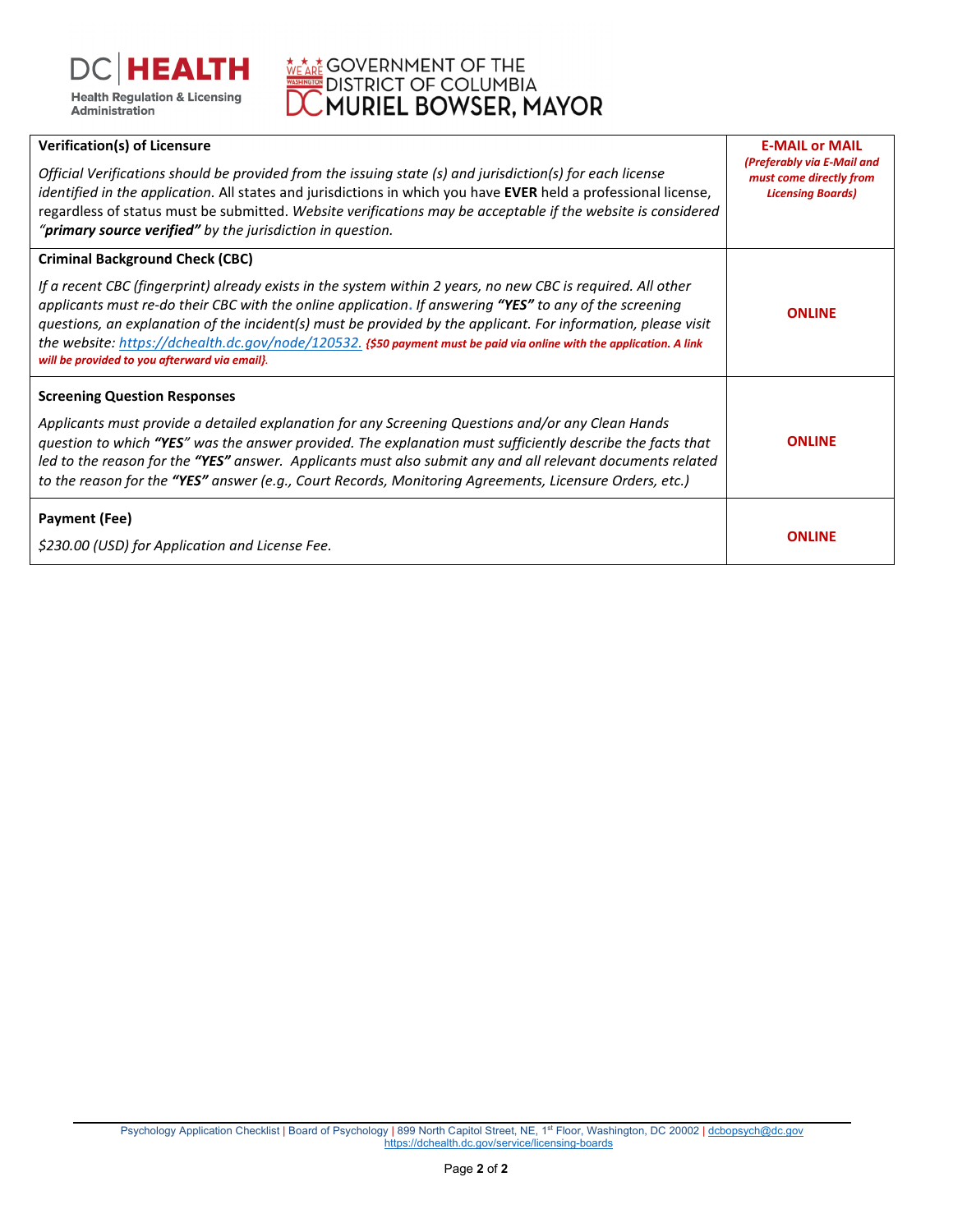| | |
|---|---|
| **Verification(s) of Licensure**<br><br>*Official Verifications should be provided from the issuing state (s) and jurisdiction(s) for each license identified in the application.* All states and jurisdictions in which you have **EVER** held a professional license, regardless of status must be submitted. *Website verifications may be acceptable if the website is considered "**primary source verified**" by the jurisdiction in question.* | **E-MAIL or MAIL**<br>***(Preferably via E-Mail and must come directly from Licensing Boards)*** |
| **Criminal Background Check (CBC)**<br><br>*If a recent CBC (fingerprint) already exists in the system within 2 years, no new CBC is required. All other applicants must re-do their CBC with the online application. If answering **"YES"** to any of the screening questions, an explanation of the incident(s) must be provided by the applicant. For information, please visit the website: https://dchealth.dc.gov/node/120532.* ***{$50 payment must be paid via online with the application. A link will be provided to you afterward via email}.*** | **ONLINE** |
| **Screening Question Responses**<br><br>*Applicants must provide a detailed explanation for any Screening Questions and/or any Clean Hands question to which **"YES"** was the answer provided. The explanation must sufficiently describe the facts that led to the reason for the **"YES"** answer. Applicants must also submit any and all relevant documents related to the reason for the **"YES"** answer (e.g., Court Records, Monitoring Agreements, Licensure Orders, etc.)* | **ONLINE** |
| **Payment (Fee)**<br><br>*$230.00 (USD) for Application and License Fee.* | **ONLINE** |